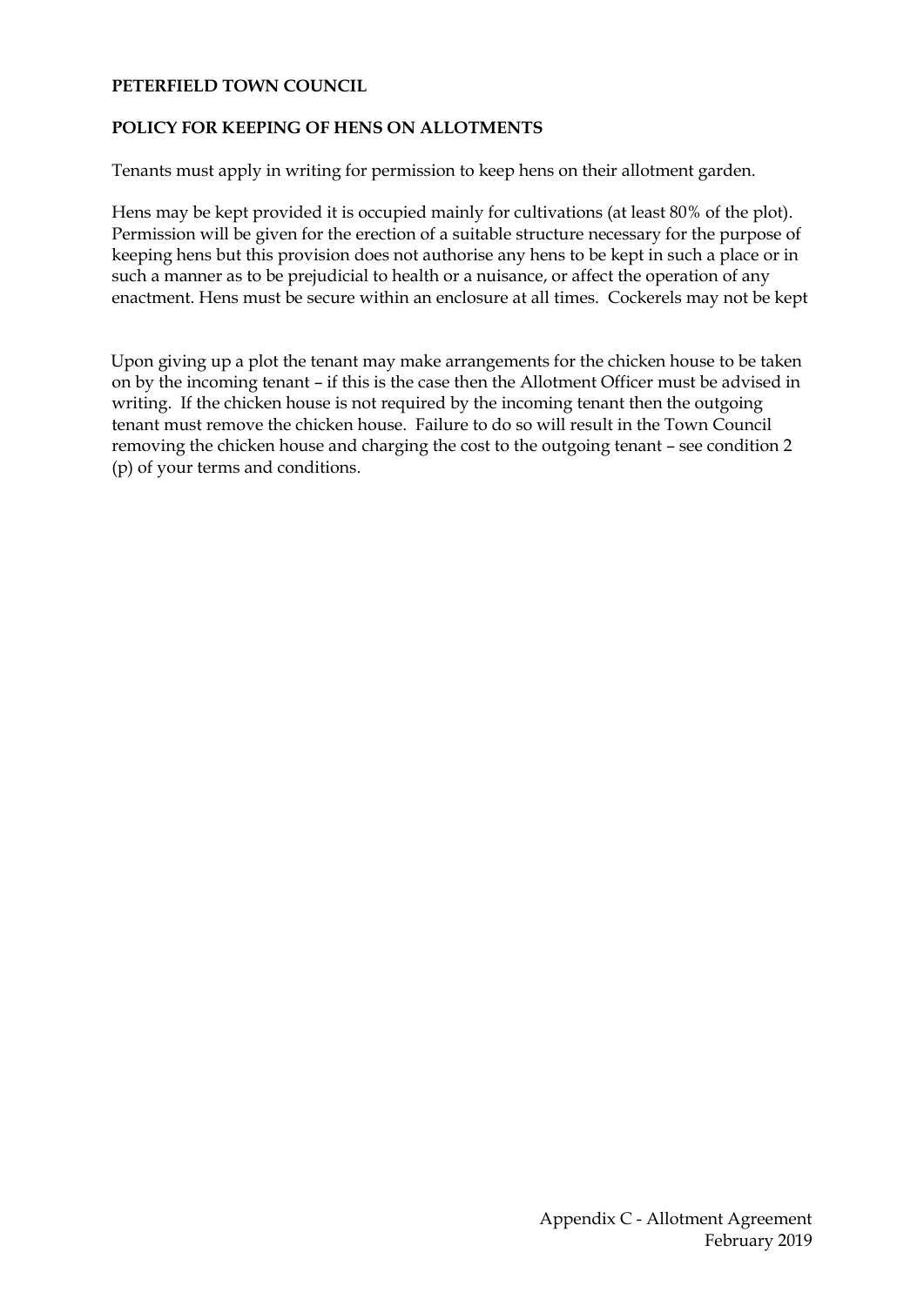**PETERFIELD TOWN COUNCIL**

**POLICY FOR KEEPING OF HENS ON ALLOTMENTS**

Tenants must apply in writing for permission to keep hens on their allotment garden.

Hens may be kept provided it is occupied mainly for cultivations (at least 80% of the plot). Permission will be given for the erection of a suitable structure necessary for the purpose of keeping hens but this provision does not authorise any hens to be kept in such a place or in such a manner as to be prejudicial to health or a nuisance, or affect the operation of any enactment. Hens must be secure within an enclosure at all times. Cockerels may not be kept

Upon giving up a plot the tenant may make arrangements for the chicken house to be taken on by the incoming tenant – if this is the case then the Allotment Officer must be advised in writing. If the chicken house is not required by the incoming tenant then the outgoing tenant must remove the chicken house. Failure to do so will result in the Town Council removing the chicken house and charging the cost to the outgoing tenant – see condition 2 (p) of your terms and conditions.

Appendix C - Allotment Agreement
February 2019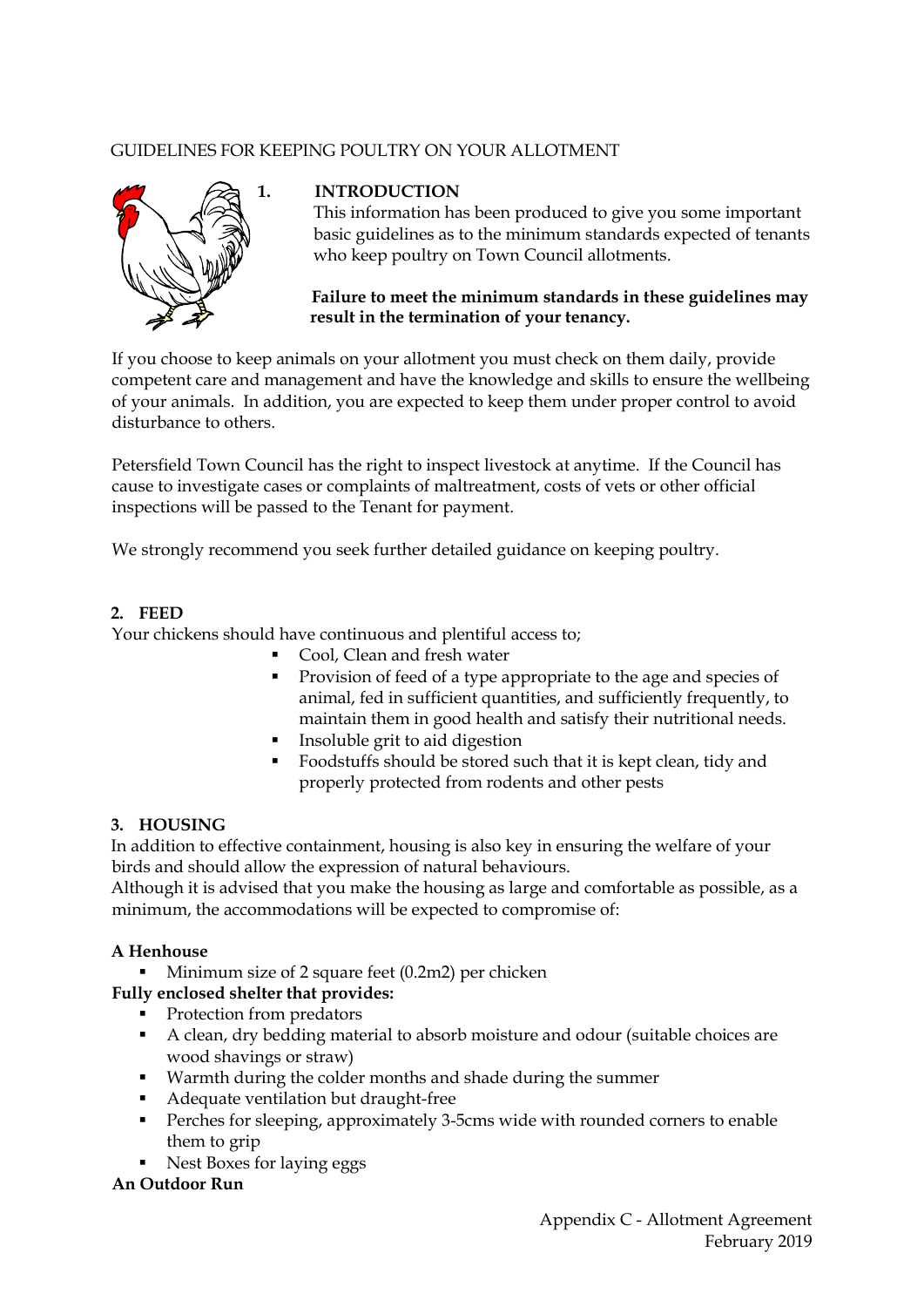GUIDELINES FOR KEEPING POULTRY ON YOUR ALLOTMENT

## 1. INTRODUCTION

This information has been produced to give you some important basic guidelines as to the minimum standards expected of tenants who keep poultry on Town Council allotments.

**Failure to meet the minimum standards in these guidelines may result in the termination of your tenancy.**

If you choose to keep animals on your allotment you must check on them daily, provide competent care and management and have the knowledge and skills to ensure the wellbeing of your animals. In addition, you are expected to keep them under proper control to avoid disturbance to others.

Petersfield Town Council has the right to inspect livestock at anytime. If the Council has cause to investigate cases or complaints of maltreatment, costs of vets or other official inspections will be passed to the Tenant for payment.

We strongly recommend you seek further detailed guidance on keeping poultry.

## 2. FEED

Your chickens should have continuous and plentiful access to;

- Cool, Clean and fresh water
- Provision of feed of a type appropriate to the age and species of animal, fed in sufficient quantities, and sufficiently frequently, to maintain them in good health and satisfy their nutritional needs.
- Insoluble grit to aid digestion
- Foodstuffs should be stored such that it is kept clean, tidy and properly protected from rodents and other pests

## 3. HOUSING

In addition to effective containment, housing is also key in ensuring the welfare of your birds and should allow the expression of natural behaviours.

Although it is advised that you make the housing as large and comfortable as possible, as a minimum, the accommodations will be expected to compromise of:

**A Henhouse**

- Minimum size of 2 square feet (0.2m2) per chicken

**Fully enclosed shelter that provides:**

- Protection from predators
- A clean, dry bedding material to absorb moisture and odour (suitable choices are wood shavings or straw)
- Warmth during the colder months and shade during the summer
- Adequate ventilation but draught-free
- Perches for sleeping, approximately 3-5cms wide with rounded corners to enable them to grip
- Nest Boxes for laying eggs

**An Outdoor Run**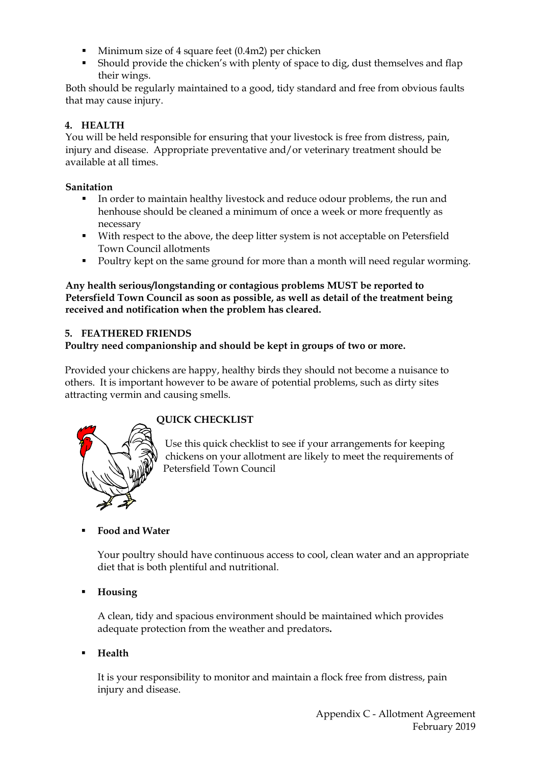- Minimum size of 4 square feet (0.4m2) per chicken
- Should provide the chicken's with plenty of space to dig, dust themselves and flap their wings.

Both should be regularly maintained to a good, tidy standard and free from obvious faults that may cause injury.

## 4. HEALTH

You will be held responsible for ensuring that your livestock is free from distress, pain, injury and disease. Appropriate preventative and/or veterinary treatment should be available at all times.

### Sanitation

- In order to maintain healthy livestock and reduce odour problems, the run and henhouse should be cleaned a minimum of once a week or more frequently as necessary
- With respect to the above, the deep litter system is not acceptable on Petersfield Town Council allotments
- Poultry kept on the same ground for more than a month will need regular worming.

**Any health serious/longstanding or contagious problems MUST be reported to Petersfield Town Council as soon as possible, as well as detail of the treatment being received and notification when the problem has cleared.**

## 5. FEATHERED FRIENDS

**Poultry need companionship and should be kept in groups of two or more.**

Provided your chickens are happy, healthy birds they should not become a nuisance to others. It is important however to be aware of potential problems, such as dirty sites attracting vermin and causing smells.

### QUICK CHECKLIST

Use this quick checklist to see if your arrangements for keeping chickens on your allotment are likely to meet the requirements of Petersfield Town Council

- **Food and Water**

  Your poultry should have continuous access to cool, clean water and an appropriate diet that is both plentiful and nutritional.

- **Housing**

  A clean, tidy and spacious environment should be maintained which provides adequate protection from the weather and predators**.**

- **Health**

  It is your responsibility to monitor and maintain a flock free from distress, pain injury and disease.

Appendix C - Allotment Agreement
February 2019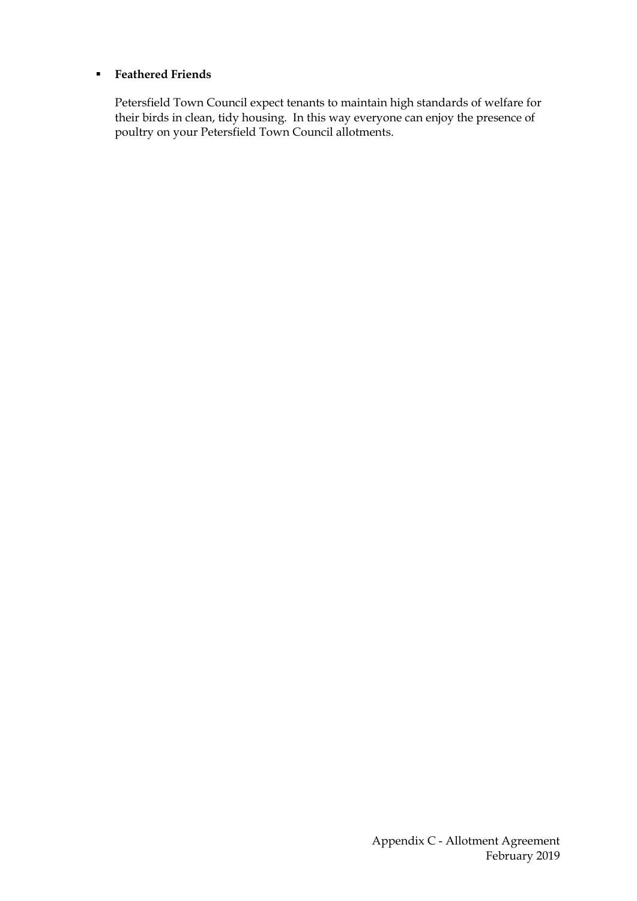- **Feathered Friends**

  Petersfield Town Council expect tenants to maintain high standards of welfare for their birds in clean, tidy housing. In this way everyone can enjoy the presence of poultry on your Petersfield Town Council allotments.